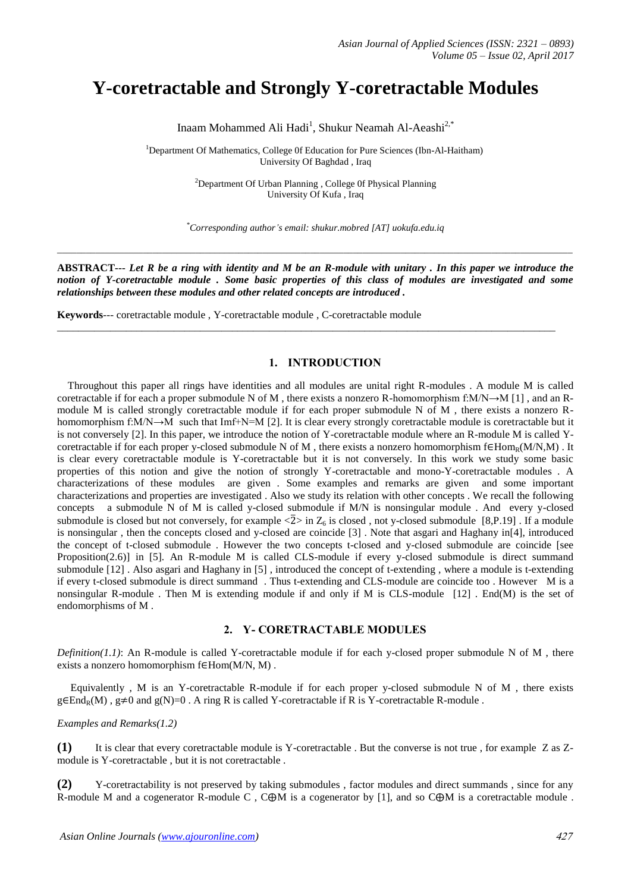# Y-coretractable and Strongly Y-coretractable Modules

Inaam Mohammed Ali Hadi[1], Shukur Neamah Al-Aeashi[2,*]

[1]Department Of Mathematics, College 0f Education for Pure Sciences (Ibn-Al-Haitham)
University Of Baghdad , Iraq

[2]Department Of Urban Planning , College 0f Physical Planning
University Of Kufa , Iraq

*Corresponding author's email: shukur.mobred [AT] uokufa.edu.iq

---

**ABSTRACT---** ***Let R be a ring with identity and M be an R-module with unitary . In this paper we introduce the notion of Y-coretractable module . Some basic properties of this class of modules are investigated and some relationships between these modules and other related concepts are introduced .***

**Keywords**--- coretractable module , Y-coretractable module , C-coretractable module

---

## 1. INTRODUCTION

Throughout this paper all rings have identities and all modules are unital right R-modules . A module M is called coretractable if for each a proper submodule N of M , there exists a nonzero R-homomorphism $f:M/N\rightarrow M$ [1] , and an R-module M is called strongly coretractable module if for each proper submodule N of M , there exists a nonzero R-homomorphism $f:M/N\rightarrow M$ such that $\mathrm{Im}f+N=M$ [2]. It is clear every strongly coretractable module is coretractable but it is not conversely [2]. In this paper, we introduce the notion of Y-coretractable module where an R-module M is called Y-coretractable if for each proper y-closed submodule N of M , there exists a nonzero homomorphism $f\in \mathrm{Hom}_R(M/N,M)$ . It is clear every coretractable module is Y-coretractable but it is not conversely. In this work we study some basic properties of this notion and give the notion of strongly Y-coretractable and mono-Y-coretractable modules . A characterizations of these modules are given . Some examples and remarks are given and some important characterizations and properties are investigated . Also we study its relation with other concepts . We recall the following concepts a submodule N of M is called y-closed submodule if M/N is nonsingular module . And every y-closed submodule is closed but not conversely, for example $<\bar{2}>$ in $Z_6$ is closed , not y-closed submodule [8,P.19] . If a module is nonsingular , then the concepts closed and y-closed are coincide [3] . Note that asgari and Haghany in[4], introduced the concept of t-closed submodule . However the two concepts t-closed and y-closed submodule are coincide [see Proposition(2.6)] in [5]. An R-module M is called CLS-module if every y-closed submodule is direct summand submodule [12] . Also asgari and Haghany in [5] , introduced the concept of t-extending , where a module is t-extending if every t-closed submodule is direct summand . Thus t-extending and CLS-module are coincide too . However M is a nonsingular R-module . Then M is extending module if and only if M is CLS-module [12] . End(M) is the set of endomorphisms of M .

## 2. Y- CORETRACTABLE MODULES

*Definition(1.1)*: An R-module is called Y-coretractable module if for each y-closed proper submodule N of M , there exists a nonzero homomorphism $f\in \mathrm{Hom}(M/N, M)$ .

Equivalently , M is an Y-coretractable R-module if for each proper y-closed submodule N of M , there exists $g\in \mathrm{End}_R(M)$ , $g\neq 0$ and $g(N)=0$ . A ring R is called Y-coretractable if R is Y-coretractable R-module .

*Examples and Remarks(1.2)*

**(1)** It is clear that every coretractable module is Y-coretractable . But the converse is not true , for example Z as Z-module is Y-coretractable , but it is not coretractable .

**(2)** Y-coretractability is not preserved by taking submodules , factor modules and direct summands , since for any R-module M and a cogenerator R-module C , $C\oplus M$ is a cogenerator by [1], and so $C\oplus M$ is a coretractable module .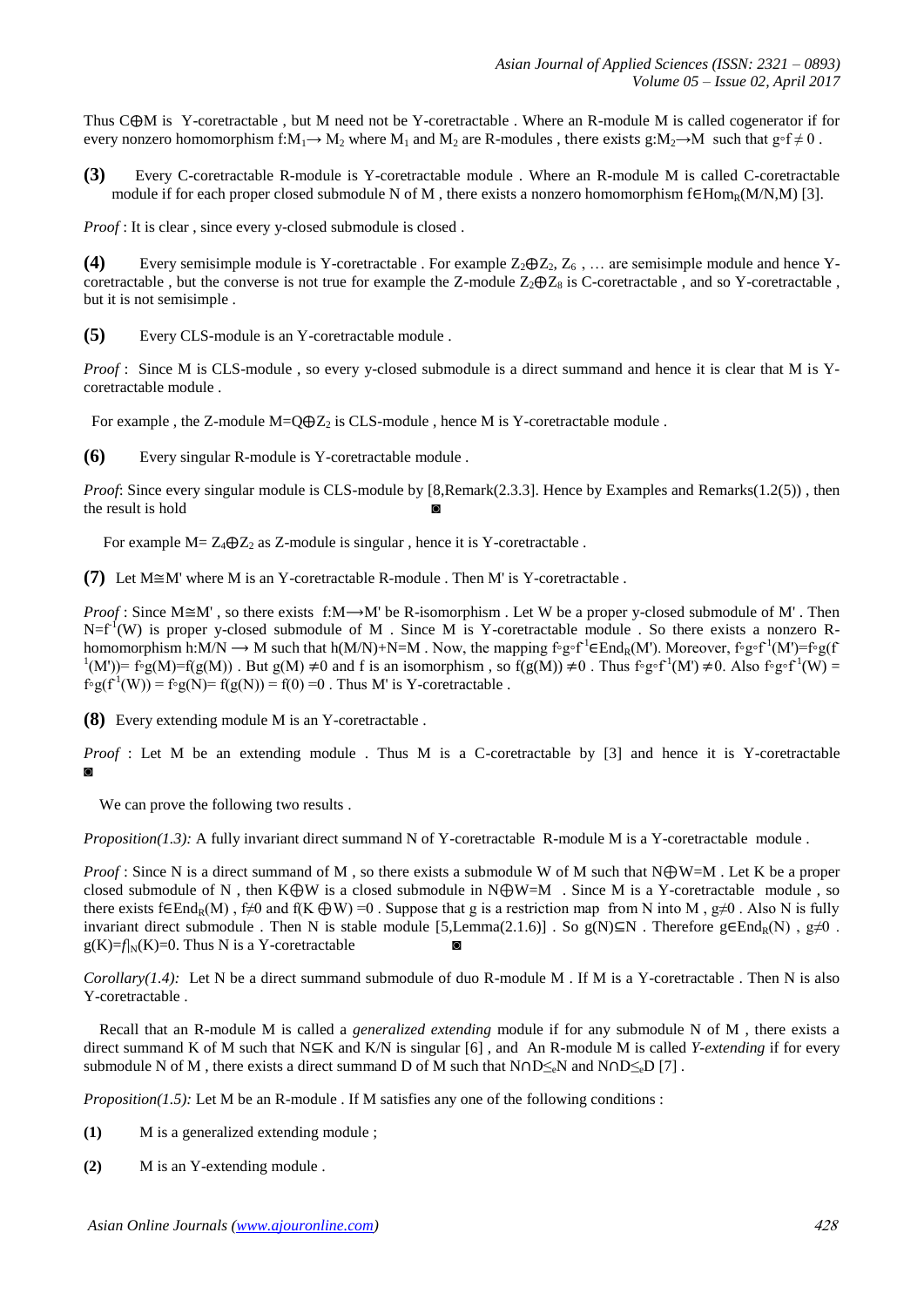Thus $C\oplus M$ is Y-coretractable , but M need not be Y-coretractable . Where an R-module M is called cogenerator if for every nonzero homomorphism $f:M_1\longrightarrow M_2$ where $M_1$ and $M_2$ are R-modules , there exists $g:M_2\rightarrow M$ such that $g\circ f\neq 0$ .

**(3)** Every C-coretractable R-module is Y-coretractable module . Where an R-module M is called C-coretractable module if for each proper closed submodule N of M , there exists a nonzero homomorphism $f\in Hom_R(M/N,M)$ [3].

*Proof* : It is clear , since every y-closed submodule is closed .

**(4)** Every semisimple module is Y-coretractable . For example $Z_2\oplus Z_2$, $Z_6$ , … are semisimple module and hence Y-coretractable , but the converse is not true for example the Z-module $Z_2\oplus Z_8$ is C-coretractable , and so Y-coretractable , but it is not semisimple .

**(5)** Every CLS-module is an Y-coretractable module .

*Proof* : Since M is CLS-module , so every y-closed submodule is a direct summand and hence it is clear that M is Y-coretractable module .

For example , the Z-module $M=Q\oplus Z_2$ is CLS-module , hence M is Y-coretractable module .

**(6)** Every singular R-module is Y-coretractable module .

*Proof*: Since every singular module is CLS-module by [8,Remark(2.3.3]. Hence by Examples and Remarks(1.2(5)) , then the result is hold ◙

For example $M= Z_4\oplus Z_2$ as Z-module is singular , hence it is Y-coretractable .

**(7)** Let $M\cong M'$ where M is an Y-coretractable R-module . Then M' is Y-coretractable .

*Proof* : Since $M\cong M'$ , so there exists $f:M\longrightarrow M'$ be R-isomorphism . Let W be a proper y-closed submodule of M' . Then $N=f^{-1}(W)$ is proper y-closed submodule of M . Since M is Y-coretractable module . So there exists a nonzero R-homomorphism $h:M/N\longrightarrow M$ such that $h(M/N)+N=M$ . Now, the mapping $f\circ g\circ f^{-1}\in End_R(M')$. Moreover, $f\circ g\circ f^{-1}(M')=f\circ g(f^{-1}(M'))= f\circ g(M)=f(g(M))$ . But $g(M)\neq 0$ and f is an isomorphism , so $f(g(M))\neq 0$ . Thus $f\circ g\circ f^{-1}(M')\neq 0$. Also $f\circ g\circ f^{-1}(W) = f\circ g(f^{-1}(W)) = f\circ g(N)= f(g(N)) = f(0) =0$ . Thus M' is Y-coretractable .

**(8)** Every extending module M is an Y-coretractable .

*Proof* : Let M be an extending module . Thus M is a C-coretractable by [3] and hence it is Y-coretractable ◙

We can prove the following two results .

*Proposition(1.3):* A fully invariant direct summand N of Y-coretractable R-module M is a Y-coretractable module .

*Proof* : Since N is a direct summand of M , so there exists a submodule W of M such that $N\oplus W=M$ . Let K be a proper closed submodule of N , then $K\oplus W$ is a closed submodule in $N\oplus W=M$ . Since M is a Y-coretractable module , so there exists $f\in End_R(M)$ , $f\neq 0$ and $f(K\oplus W)=0$ . Suppose that g is a restriction map from N into M , $g\neq 0$ . Also N is fully invariant direct submodule . Then N is stable module [5,Lemma(2.1.6)] . So $g(N)\subseteq N$ . Therefore $g\in End_R(N)$ , $g\neq 0$ . $g(K)=f|_N(K)=0$. Thus N is a Y-coretractable ◙

*Corollary(1.4):* Let N be a direct summand submodule of duo R-module M . If M is a Y-coretractable . Then N is also Y-coretractable .

Recall that an R-module M is called a *generalized extending* module if for any submodule N of M , there exists a direct summand K of M such that $N\subseteq K$ and K/N is singular [6] , and An R-module M is called *Y-extending* if for every submodule N of M , there exists a direct summand D of M such that $N\cap D\leq_e N$ and $N\cap D\leq_e D$ [7] .

*Proposition(1.5):* Let M be an R-module . If M satisfies any one of the following conditions :

**(1)** M is a generalized extending module ;

**(2)** M is an Y-extending module .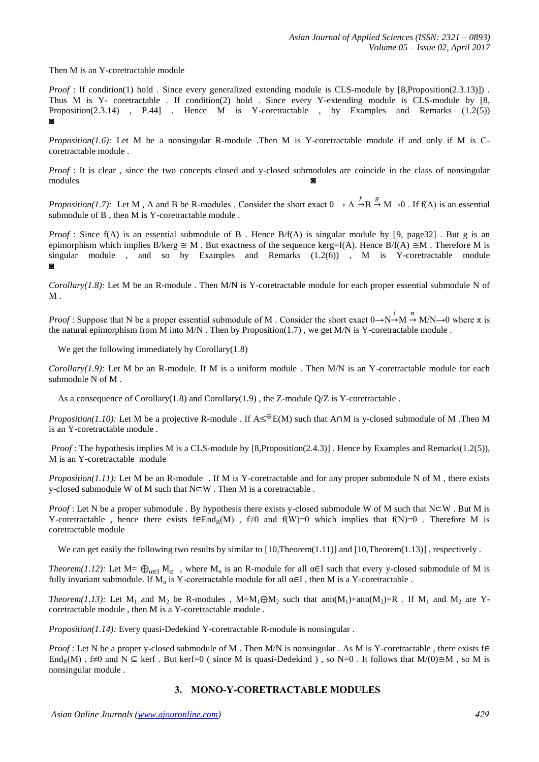Then M is an Y-coretractable module

*Proof* : If condition(1) hold . Since every generalized extending module is CLS-module by [8,Proposition(2.3.13)]) . Thus M is Y- coretractable . If condition(2) hold . Since every Y-extending module is CLS-module by [8, Proposition(2.3.14) , P.44] . Hence M is Y-coretractable , by Examples and Remarks (1.2(5)) ◙

*Proposition(1.6):* Let M be a nonsingular R-module .Then M is Y-coretractable module if and only if M is C-coretractable module .

*Proof* : It is clear , since the two concepts closed and y-closed submodules are coincide in the class of nonsingular modules ◙

*Proposition(1.7):* Let M , A and B be R-modules . Consider the short exact $0 \rightarrow A \xrightarrow{f} B \xrightarrow{g} M \rightarrow 0$ . If f(A) is an essential submodule of B , then M is Y-coretractable module .

*Proof* : Since f(A) is an essential submodule of B . Hence B/f(A) is singular module by [9, page32] . But g is an epimorphism which implies B/kerg ≅ M . But exactness of the sequence kerg=f(A). Hence B/f(A) ≅M . Therefore M is singular module , and so by Examples and Remarks (1.2(6)) , M is Y-coretractable module ◙

*Corollary(1.8):* Let M be an R-module . Then M/N is Y-coretractable module for each proper essential submodule N of M .

*Proof* : Suppose that N be a proper essential submodule of M . Consider the short exact $0 \rightarrow N \xrightarrow{i} M \xrightarrow{\pi} M/N \rightarrow 0$ where π is the natural epimorphism from M into M/N . Then by Proposition(1.7) , we get M/N is Y-coretractable module .

We get the following immediately by Corollary(1.8)

*Corollary(1.9):* Let M be an R-module. If M is a uniform module . Then M/N is an Y-coretractable module for each submodule N of M .

As a consequence of Corollary(1.8) and Corollary(1.9) , the Z-module Q/Z is Y-coretractable .

*Proposition(1.10):* Let M be a projective R-module . If $A \leq^{\oplus} E(M)$ such that A∩M is y-closed submodule of M .Then M is an Y-coretractable module .

*Proof* : The hypothesis implies M is a CLS-module by [8,Proposition(2.4.3)] . Hence by Examples and Remarks(1.2(5)), M is an Y-coretractable module

*Proposition(1.11):* Let M be an R-module . If M is Y-coretractable and for any proper submodule N of M , there exists y-closed submodule W of M such that N⊂W . Then M is a coretractable .

*Proof* : Let N be a proper submodule . By hypothesis there exists y-closed submodule W of M such that N⊂W . But M is Y-coretractable , hence there exists $f \in End_R(M)$ , f≠0 and f(W)=0 which implies that f(N)=0 . Therefore M is coretractable module

We can get easily the following two results by similar to [10,Theorem(1.11)] and [10,Theorem(1.13)] , respectively .

*Theorem(1.12):* Let $M = \bigoplus_{\alpha \in I} M_\alpha$ , where $M_\alpha$ is an R-module for all α∈I such that every y-closed submodule of M is fully invariant submodule. If $M_\alpha$ is Y-coretractable module for all α∈I , then M is a Y-coretractable .

*Theorem(1.13):* Let $M_1$ and $M_2$ be R-modules , $M=M_1 \oplus M_2$ such that $ann(M_1)+ann(M_2)=R$ . If $M_1$ and $M_2$ are Y-coretractable module , then M is a Y-coretractable module .

*Proposition(1.14):* Every quasi-Dedekind Y-coretractable R-module is nonsingular .

*Proof* : Let N be a proper y-closed submodule of M . Then M/N is nonsingular . As M is Y-coretractable , there exists $f \in End_R(M)$ , f≠0 and N ⊆ kerf . But kerf=0 ( since M is quasi-Dedekind ) , so N=0 . It follows that M/(0)≅M , so M is nonsingular module .

## 3. MONO-Y-CORETRACTABLE MODULES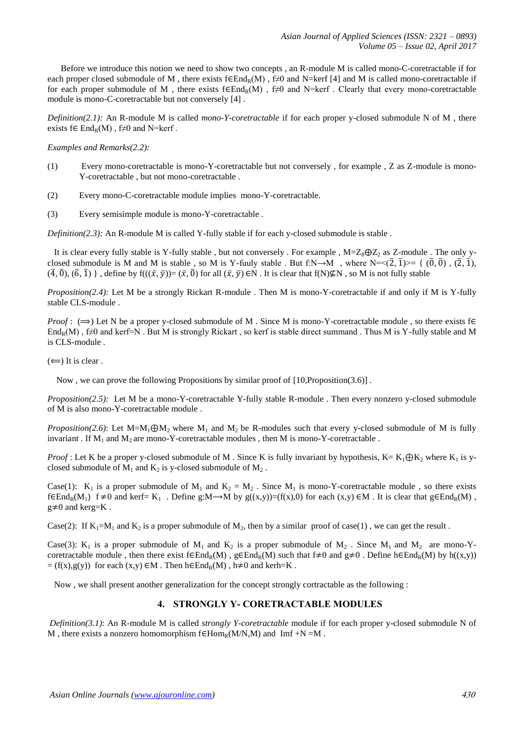Before we introduce this notion we need to show two concepts , an R-module M is called mono-C-coretractable if for each proper closed submodule of M , there exists $f\in End_R(M)$ , $f\neq 0$ and N=kerf [4] and M is called mono-coretractable if for each proper submodule of M , there exists $f\in End_R(M)$ , $f\neq 0$ and N=kerf . Clearly that every mono-coretractable module is mono-C-coretractable but not conversely [4] .

*Definition(2.1):* An R-module M is called *mono-Y-coretractable* if for each proper y-closed submodule N of M , there exists $f\in End_R(M)$ , $f\neq 0$ and N=kerf .

*Examples and Remarks(2.2):*

(1) Every mono-coretractable is mono-Y-coretractable but not conversely , for example , Z as Z-module is mono-Y-coretractable , but not mono-coretractable .

(2) Every mono-C-coretractable module implies mono-Y-coretractable.

(3) Every semisimple module is mono-Y-coretractable .

*Definition(2.3):* An R-module M is called Y-fully stable if for each y-closed submodule is stable .

It is clear every fully stable is Y-fully stable , but not conversely . For example , $M=Z_8\oplus Z_2$ as Z-module . The only y-closed submodule is M and M is stable , so M is Y-fuuly stable . But $f:N\rightarrow M$ , where $N=<(\bar{2},\bar{1})>=\{(\bar{0},\bar{0}),(\bar{2},\bar{1}),(\bar{4},\bar{0}),(\bar{6},\bar{1})\}$ , define by $f((\bar{x},\bar{y}))=(\bar{x},\bar{0})$ for all $(\bar{x},\bar{y})\in N$ . It is clear that $f(N)\not\subseteq N$ , so M is not fully stable

*Proposition(2.4):* Let M be a strongly Rickart R-module . Then M is mono-Y-coretractable if and only if M is Y-fully stable CLS-module .

*Proof* : ($\Longrightarrow$) Let N be a proper y-closed submodule of M . Since M is mono-Y-coretractable module , so there exists $f\in End_R(M)$ , $f\neq 0$ and kerf=N . But M is strongly Rickart , so kerf is stable direct summand . Thus M is Y-fully stable and M is CLS-module .

($\Longleftarrow$) It is clear .

Now , we can prove the following Propositions by similar proof of [10,Proposition(3.6)] .

*Proposition(2.5):* Let M be a mono-Y-coretractable Y-fully stable R-module . Then every nonzero y-closed submodule of M is also mono-Y-coretractable module .

*Proposition(2.6)*: Let $M=M_1\oplus M_2$ where $M_1$ and $M_2$ be R-modules such that every y-closed submodule of M is fully invariant . If $M_1$ and $M_2$ are mono-Y-coretractable modules , then M is mono-Y-coretractable .

*Proof* : Let K be a proper y-closed submodule of M . Since K is fully invariant by hypothesis, $K=K_1\oplus K_2$ where $K_1$ is y-closed submodule of $M_1$ and $K_2$ is y-closed submodule of $M_2$ .

Case(1): $K_1$ is a proper submodule of $M_1$ and $K_2 = M_2$ . Since $M_1$ is mono-Y-coretractable module , so there exists $f\in End_R(M_1)$ $f\neq 0$ and kerf= $K_1$ . Define $g:M\longrightarrow M$ by $g((x,y))=(f(x),0)$ for each $(x,y)\in M$ . It is clear that $g\in End_R(M)$ , $g\neq 0$ and kerg=K .

Case(2): If $K_1=M_1$ and $K_2$ is a proper submodule of $M_2$, then by a similar proof of case(1) , we can get the result .

Case(3): $K_1$ is a proper submodule of $M_1$ and $K_2$ is a proper submodule of $M_2$ . Since $M_1$ and $M_2$ are mono-Y-coretractable module , then there exist $f\in End_R(M)$ , $g\in End_R(M)$ such that $f\neq 0$ and $g\neq 0$ . Define $h\in End_R(M)$ by $h((x,y)) = (f(x),g(y))$ for each $(x,y)\in M$ . Then $h\in End_R(M)$ , $h\neq 0$ and kerh=K .

Now , we shall present another generalization for the concept strongly cortractable as the following :

## 4. STRONGLY Y- CORETRACTABLE MODULES

*Definition(3.1)*: An R-module M is called *strongly Y-coretractable* module if for each proper y-closed submodule N of M , there exists a nonzero homomorphism $f\in Hom_R(M/N,M)$ and Imf +N =M .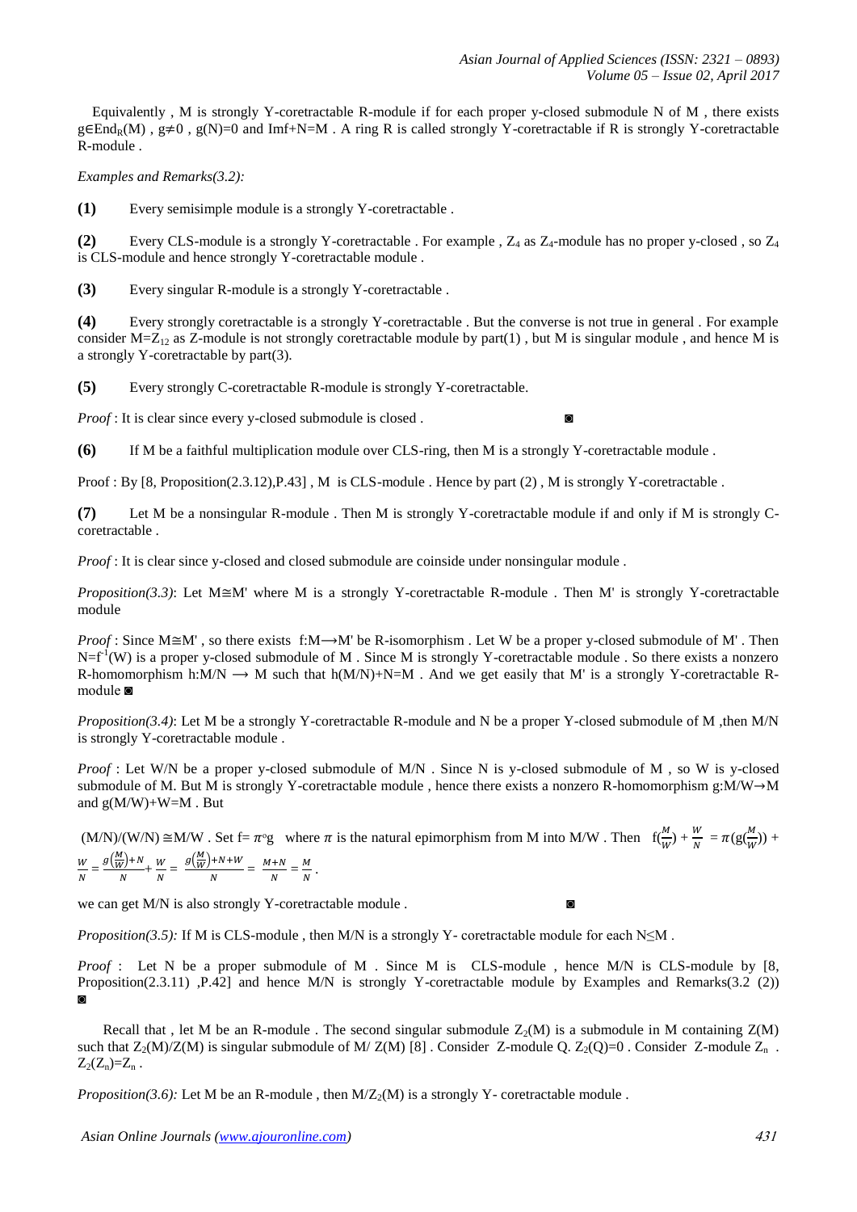Equivalently , M is strongly Y-coretractable R-module if for each proper y-closed submodule N of M , there exists $g \in End_R(M)$ , $g \neq 0$ , $g(N)=0$ and $Im f+N=M$ . A ring R is called strongly Y-coretractable if R is strongly Y-coretractable R-module .

*Examples and Remarks(3.2):*

**(1)** Every semisimple module is a strongly Y-coretractable .

**(2)** Every CLS-module is a strongly Y-coretractable . For example , $Z_4$ as $Z_4$-module has no proper y-closed , so $Z_4$ is CLS-module and hence strongly Y-coretractable module .

**(3)** Every singular R-module is a strongly Y-coretractable .

**(4)** Every strongly coretractable is a strongly Y-coretractable . But the converse is not true in general . For example consider $M=Z_{12}$ as Z-module is not strongly coretractable module by part(1) , but M is singular module , and hence M is a strongly Y-coretractable by part(3).

**(5)** Every strongly C-coretractable R-module is strongly Y-coretractable.

*Proof* : It is clear since every y-closed submodule is closed . ◙

**(6)** If M be a faithful multiplication module over CLS-ring, then M is a strongly Y-coretractable module .

Proof : By [8, Proposition(2.3.12),P.43] , M is CLS-module . Hence by part (2) , M is strongly Y-coretractable .

**(7)** Let M be a nonsingular R-module . Then M is strongly Y-coretractable module if and only if M is strongly C-coretractable .

*Proof* : It is clear since y-closed and closed submodule are coinside under nonsingular module .

*Proposition(3.3)*: Let $M \cong M'$ where M is a strongly Y-coretractable R-module . Then M' is strongly Y-coretractable module

*Proof* : Since $M \cong M'$ , so there exists $f:M \longrightarrow M'$ be R-isomorphism . Let W be a proper y-closed submodule of M' . Then $N=f^{-1}(W)$ is a proper y-closed submodule of M . Since M is strongly Y-coretractable module . So there exists a nonzero R-homomorphism $h:M/N \longrightarrow M$ such that $h(M/N)+N=M$ . And we get easily that M' is a strongly Y-coretractable R-module ◙

*Proposition(3.4)*: Let M be a strongly Y-coretractable R-module and N be a proper Y-closed submodule of M ,then M/N is strongly Y-coretractable module .

*Proof* : Let W/N be a proper y-closed submodule of M/N . Since N is y-closed submodule of M , so W is y-closed submodule of M. But M is strongly Y-coretractable module , hence there exists a nonzero R-homomorphism $g:M/W \rightarrow M$ and $g(M/W)+W=M$ . But

$(M/N)/(W/N) \cong M/W$ . Set $f=\pi \circ g$ where $\pi$ is the natural epimorphism from M into M/W . Then $f(\frac{M}{W})+\frac{W}{N}=\pi(g(\frac{M}{W}))+\frac{W}{N}=\frac{g\left(\frac{M}{W}\right)+N}{N}+\frac{W}{N}=\frac{g\left(\frac{M}{W}\right)+N+W}{N}=\frac{M+N}{N}=\frac{M}{N}$ .

we can get M/N is also strongly Y-coretractable module . ◙

*Proposition(3.5):* If M is CLS-module , then M/N is a strongly Y- coretractable module for each $N \leq M$ .

*Proof* : Let N be a proper submodule of M . Since M is CLS-module , hence M/N is CLS-module by [8, Proposition(2.3.11) ,P.42] and hence M/N is strongly Y-coretractable module by Examples and Remarks(3.2 (2)) ◙

Recall that , let M be an R-module . The second singular submodule $Z_2(M)$ is a submodule in M containing Z(M) such that $Z_2(M)/Z(M)$ is singular submodule of M/ Z(M) [8] . Consider Z-module Q. $Z_2(Q)=0$ . Consider Z-module $Z_n$ . $Z_2(Z_n)=Z_n$ .

*Proposition(3.6):* Let M be an R-module , then $M/Z_2(M)$ is a strongly Y- coretractable module .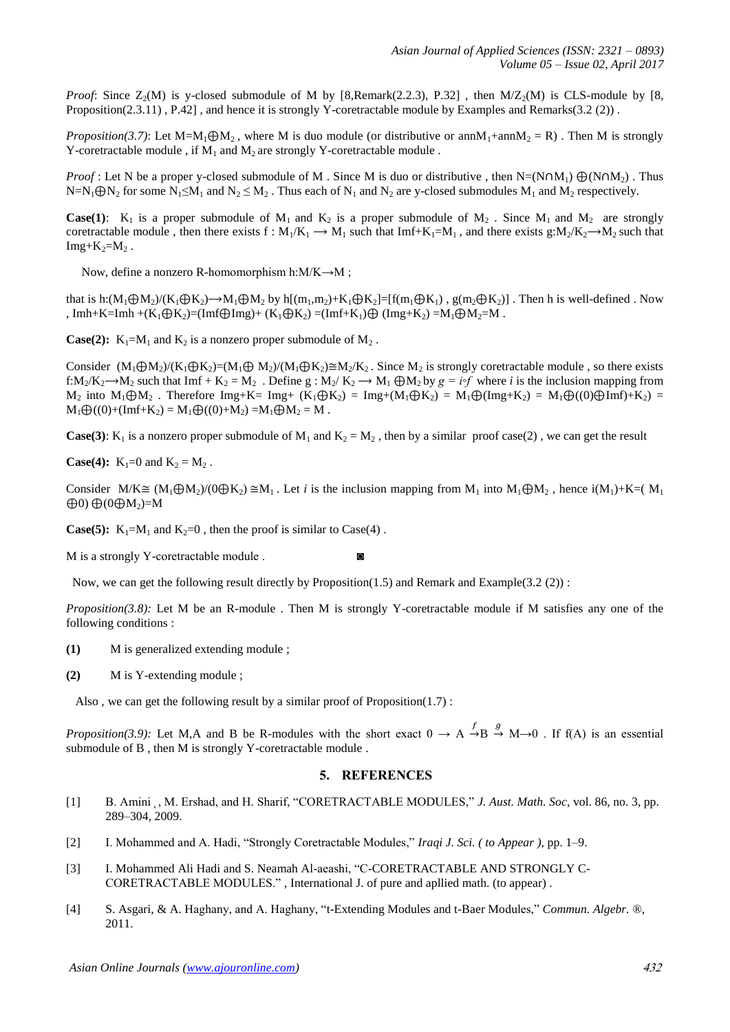*Proof*: Since $Z_2(M)$ is y-closed submodule of M by [8,Remark(2.2.3), P.32] , then $M/Z_2(M)$ is CLS-module by [8, Proposition(2.3.11) , P.42] , and hence it is strongly Y-coretractable module by Examples and Remarks(3.2 (2)) .

*Proposition(3.7)*: Let $M=M_1 \oplus M_2$ , where M is duo module (or distributive or $\text{ann}M_1+\text{ann}M_2 = R$) . Then M is strongly Y-coretractable module , if $M_1$ and $M_2$ are strongly Y-coretractable module .

*Proof* : Let N be a proper y-closed submodule of M . Since M is duo or distributive , then $N=(N\cap M_1) \oplus (N\cap M_2)$ . Thus $N=N_1\oplus N_2$ for some $N_1 \leq M_1$ and $N_2 \leq M_2$ . Thus each of $N_1$ and $N_2$ are y-closed submodules $M_1$ and $M_2$ respectively.

**Case(1)**: $K_1$ is a proper submodule of $M_1$ and $K_2$ is a proper submodule of $M_2$ . Since $M_1$ and $M_2$ are strongly coretractable module , then there exists $f : M_1/K_1 \longrightarrow M_1$ such that $\text{Im}f+K_1=M_1$ , and there exists $g:M_2/K_2 \longrightarrow M_2$ such that $\text{Im}g+K_2=M_2$ .

Now, define a nonzero R-homomorphism $h:M/K \rightarrow M$ ;

that is $h:(M_1\oplus M_2)/(K_1\oplus K_2) \longrightarrow M_1\oplus M_2$ by $h[(m_1,m_2)+K_1\oplus K_2]=[f(m_1\oplus K_1) , g(m_2\oplus K_2)]$ . Then h is well-defined . Now , $\text{Im}h+K=\text{Im}h +(K_1\oplus K_2)=(\text{Im}f\oplus \text{Im}g)+ (K_1\oplus K_2) =(\text{Im}f+K_1)\oplus (\text{Im}g+K_2) =M_1\oplus M_2=M$ .

**Case(2):** $K_1=M_1$ and $K_2$ is a nonzero proper submodule of $M_2$ .

Consider $(M_1\oplus M_2)/(K_1\oplus K_2)=(M_1\oplus M_2)/(M_1\oplus K_2)\cong M_2/K_2$ . Since $M_2$ is strongly coretractable module , so there exists $f:M_2/K_2 \longrightarrow M_2$ such that $\text{Im}f + K_2 = M_2$ . Define $g : M_2/ K_2 \longrightarrow M_1 \oplus M_2$ by $g = i\circ f$ where $i$ is the inclusion mapping from $M_2$ into $M_1\oplus M_2$ . Therefore $\text{Im}g+K= \text{Im}g+ (K_1\oplus K_2) = \text{Im}g+(M_1\oplus K_2) = M_1\oplus(\text{Im}g+K_2) = M_1\oplus((0)\oplus \text{Im}f)+K_2) = M_1\oplus((0)+(\text{Im}f+K_2) = M_1\oplus((0)+M_2) =M_1\oplus M_2 = M$ .

**Case(3)**: $K_1$ is a nonzero proper submodule of $M_1$ and $K_2 = M_2$ , then by a similar proof case(2) , we can get the result

**Case(4):** $K_1=0$ and $K_2 = M_2$ .

Consider $M/K\cong (M_1\oplus M_2)/(0\oplus K_2) \cong M_1$ . Let $i$ is the inclusion mapping from $M_1$ into $M_1\oplus M_2$ , hence $i(M_1)+K=( M_1 \oplus 0) \oplus (0\oplus M_2)=M$

**Case(5):** $K_1=M_1$ and $K_2=0$ , then the proof is similar to Case(4) .

M is a strongly Y-coretractable module . ◙

Now, we can get the following result directly by Proposition(1.5) and Remark and Example(3.2 (2)) :

*Proposition(3.8):* Let M be an R-module . Then M is strongly Y-coretractable module if M satisfies any one of the following conditions :

**(1)** M is generalized extending module ;

**(2)** M is Y-extending module ;

Also , we can get the following result by a similar proof of Proposition(1.7) :

*Proposition(3.9):* Let M,A and B be R-modules with the short exact $0 \rightarrow A \xrightarrow{f} B \xrightarrow{g} M \rightarrow 0$ . If f(A) is an essential submodule of B , then M is strongly Y-coretractable module .

## 5. REFERENCES

[1] B. Amini , M. Ershad, and H. Sharif, "CORETRACTABLE MODULES," *J. Aust. Math. Soc*, vol. 86, no. 3, pp. 289–304, 2009.

[2] I. Mohammed and A. Hadi, "Strongly Coretractable Modules," *Iraqi J. Sci. ( to Appear )*, pp. 1–9.

[3] I. Mohammed Ali Hadi and S. Neamah Al-aeashi, "C-CORETRACTABLE AND STRONGLY C-CORETRACTABLE MODULES." , International J. of pure and apllied math. (to appear) .

[4] S. Asgari, & A. Haghany, and A. Haghany, "t-Extending Modules and t-Baer Modules," *Commun. Algebr.* ®, 2011.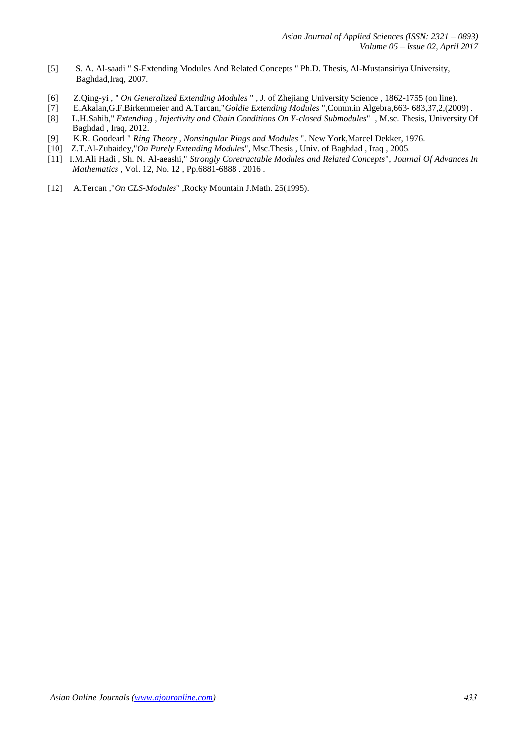[5] S. A. Al-saadi " S-Extending Modules And Related Concepts " Ph.D. Thesis, Al-Mustansiriya University, Baghdad,Iraq, 2007.

[6] Z.Qing-yi , " *On Generalized Extending Modules* " , J. of Zhejiang University Science , 1862-1755 (on line).

[7] E.Akalan,G.F.Birkenmeier and A.Tarcan,"*Goldie Extending Modules* ",Comm.in Algebra,663- 683,37,2,(2009) .

[8] L.H.Sahib," *Extending , Injectivity and Chain Conditions On Y-closed Submodules*" , M.sc. Thesis, University Of Baghdad , Iraq, 2012.

[9] K.R. Goodearl " *Ring Theory , Nonsingular Rings and Modules* ". New York,Marcel Dekker, 1976.

[10] Z.T.Al-Zubaidey,"*On Purely Extending Modules*", Msc.Thesis , Univ. of Baghdad , Iraq , 2005.

[11] I.M.Ali Hadi , Sh. N. Al-aeashi," *Strongly Coretractable Modules and Related Concepts*", *Journal Of Advances In Mathematics* , Vol. 12, No. 12 , Pp.6881-6888 . 2016 .

[12] A.Tercan ,"*On CLS-Modules*" ,Rocky Mountain J.Math. 25(1995).